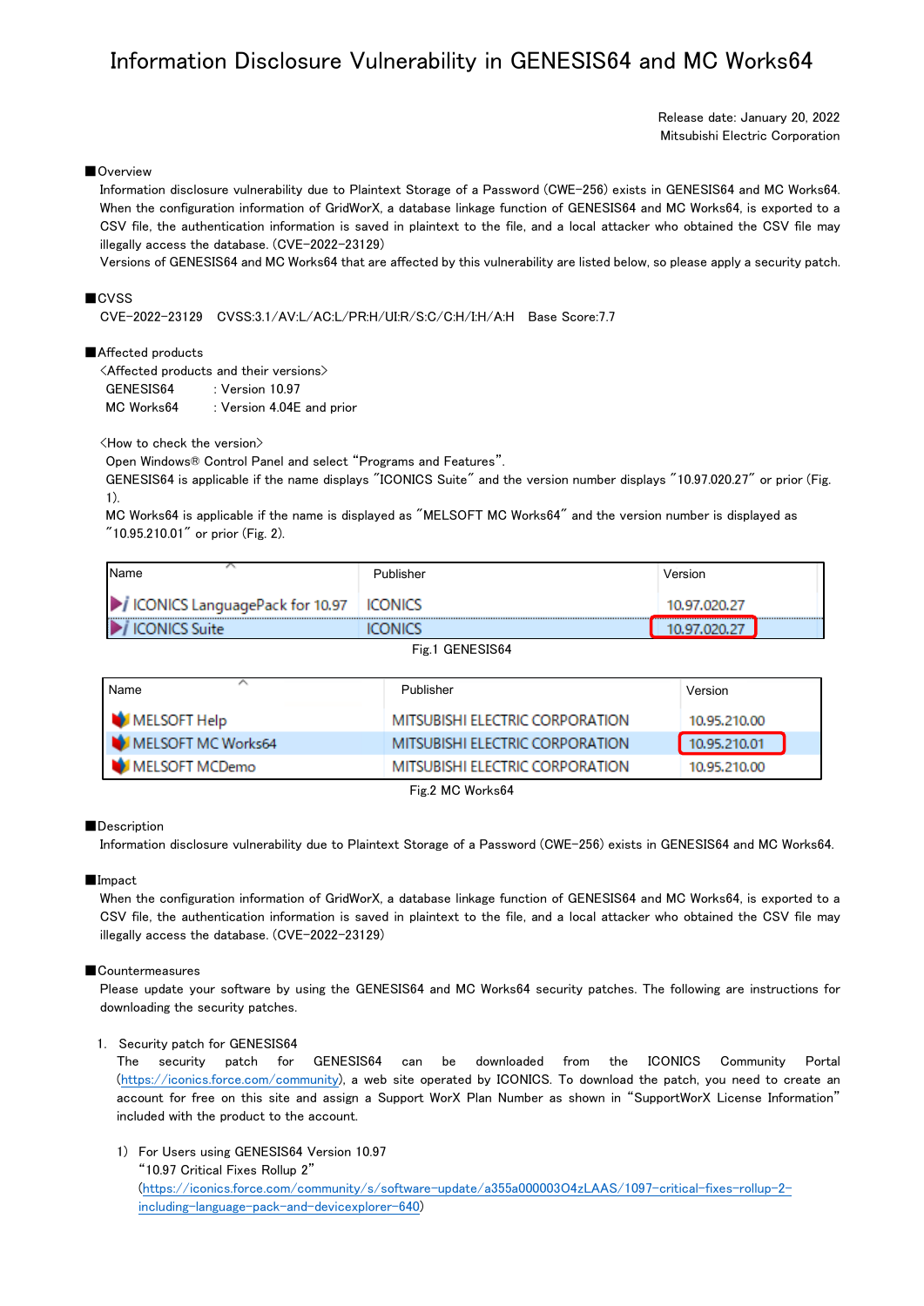# Information Disclosure Vulnerability in GENESIS64 and MC Works64

Release date: January 20, 2022
Mitsubishi Electric Corporation

## ■Overview

Information disclosure vulnerability due to Plaintext Storage of a Password (CWE-256) exists in GENESIS64 and MC Works64. When the configuration information of GridWorX, a database linkage function of GENESIS64 and MC Works64, is exported to a CSV file, the authentication information is saved in plaintext to the file, and a local attacker who obtained the CSV file may illegally access the database. (CVE-2022-23129)

Versions of GENESIS64 and MC Works64 that are affected by this vulnerability are listed below, so please apply a security patch.

## ■CVSS

CVE-2022-23129 CVSS:3.1/AV:L/AC:L/PR:H/UI:R/S:C/C:H/I:H/A:H Base Score:7.7

## ■Affected products

<Affected products and their versions>

GENESIS64 : Version 10.97
MC Works64 : Version 4.04E and prior

<How to check the version>

Open Windows® Control Panel and select "Programs and Features".
GENESIS64 is applicable if the name displays "ICONICS Suite" and the version number displays "10.97.020.27" or prior (Fig. 1).
MC Works64 is applicable if the name is displayed as "MELSOFT MC Works64" and the version number is displayed as "10.95.210.01" or prior (Fig. 2).

| Name | Publisher | Version |
|---|---|---|
| ICONICS LanguagePack for 10.97 | ICONICS | 10.97.020.27 |
| ICONICS Suite | ICONICS | 10.97.020.27 |

Fig.1 GENESIS64

| Name | Publisher | Version |
|---|---|---|
| MELSOFT Help | MITSUBISHI ELECTRIC CORPORATION | 10.95.210.00 |
| MELSOFT MC Works64 | MITSUBISHI ELECTRIC CORPORATION | 10.95.210.01 |
| MELSOFT MCDemo | MITSUBISHI ELECTRIC CORPORATION | 10.95.210.00 |

Fig.2 MC Works64

## ■Description

Information disclosure vulnerability due to Plaintext Storage of a Password (CWE-256) exists in GENESIS64 and MC Works64.

## ■Impact

When the configuration information of GridWorX, a database linkage function of GENESIS64 and MC Works64, is exported to a CSV file, the authentication information is saved in plaintext to the file, and a local attacker who obtained the CSV file may illegally access the database. (CVE-2022-23129)

## ■Countermeasures

Please update your software by using the GENESIS64 and MC Works64 security patches. The following are instructions for downloading the security patches.

1. Security patch for GENESIS64
   The security patch for GENESIS64 can be downloaded from the ICONICS Community Portal (https://iconics.force.com/community), a web site operated by ICONICS. To download the patch, you need to create an account for free on this site and assign a Support WorX Plan Number as shown in "SupportWorX License Information" included with the product to the account.

   1) For Users using GENESIS64 Version 10.97
      "10.97 Critical Fixes Rollup 2"
      (https://iconics.force.com/community/s/software-update/a355a000003O4zLAAS/1097-critical-fixes-rollup-2-including-language-pack-and-deviceexplorer-640)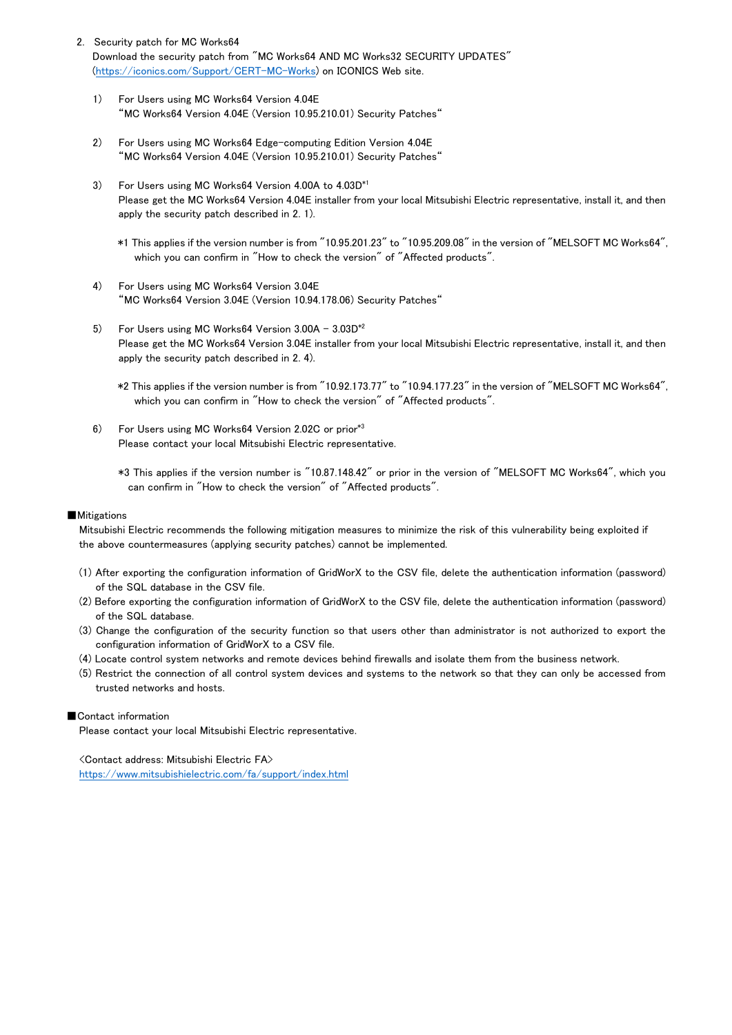2. Security patch for MC Works64

   Download the security patch from "MC Works64 AND MC Works32 SECURITY UPDATES" (https://iconics.com/Support/CERT-MC-Works) on ICONICS Web site.

   1) For Users using MC Works64 Version 4.04E
      "MC Works64 Version 4.04E (Version 10.95.210.01) Security Patches"

   2) For Users using MC Works64 Edge-computing Edition Version 4.04E
      "MC Works64 Version 4.04E (Version 10.95.210.01) Security Patches"

   3) For Users using MC Works64 Version 4.00A to 4.03D*1
      Please get the MC Works64 Version 4.04E installer from your local Mitsubishi Electric representative, install it, and then apply the security patch described in 2. 1).

      *1 This applies if the version number is from "10.95.201.23" to "10.95.209.08" in the version of "MELSOFT MC Works64", which you can confirm in "How to check the version" of "Affected products".

   4) For Users using MC Works64 Version 3.04E
      "MC Works64 Version 3.04E (Version 10.94.178.06) Security Patches"

   5) For Users using MC Works64 Version 3.00A – 3.03D*2
      Please get the MC Works64 Version 3.04E installer from your local Mitsubishi Electric representative, install it, and then apply the security patch described in 2. 4).

      *2 This applies if the version number is from "10.92.173.77" to "10.94.177.23" in the version of "MELSOFT MC Works64", which you can confirm in "How to check the version" of "Affected products".

   6) For Users using MC Works64 Version 2.02C or prior*3
      Please contact your local Mitsubishi Electric representative.

      *3 This applies if the version number is "10.87.148.42" or prior in the version of "MELSOFT MC Works64", which you can confirm in "How to check the version" of "Affected products".

## ■Mitigations

Mitsubishi Electric recommends the following mitigation measures to minimize the risk of this vulnerability being exploited if the above countermeasures (applying security patches) cannot be implemented.

(1) After exporting the configuration information of GridWorX to the CSV file, delete the authentication information (password) of the SQL database in the CSV file.
(2) Before exporting the configuration information of GridWorX to the CSV file, delete the authentication information (password) of the SQL database.
(3) Change the configuration of the security function so that users other than administrator is not authorized to export the configuration information of GridWorX to a CSV file.
(4) Locate control system networks and remote devices behind firewalls and isolate them from the business network.
(5) Restrict the connection of all control system devices and systems to the network so that they can only be accessed from trusted networks and hosts.

## ■Contact information

Please contact your local Mitsubishi Electric representative.

<Contact address: Mitsubishi Electric FA>
https://www.mitsubishielectric.com/fa/support/index.html